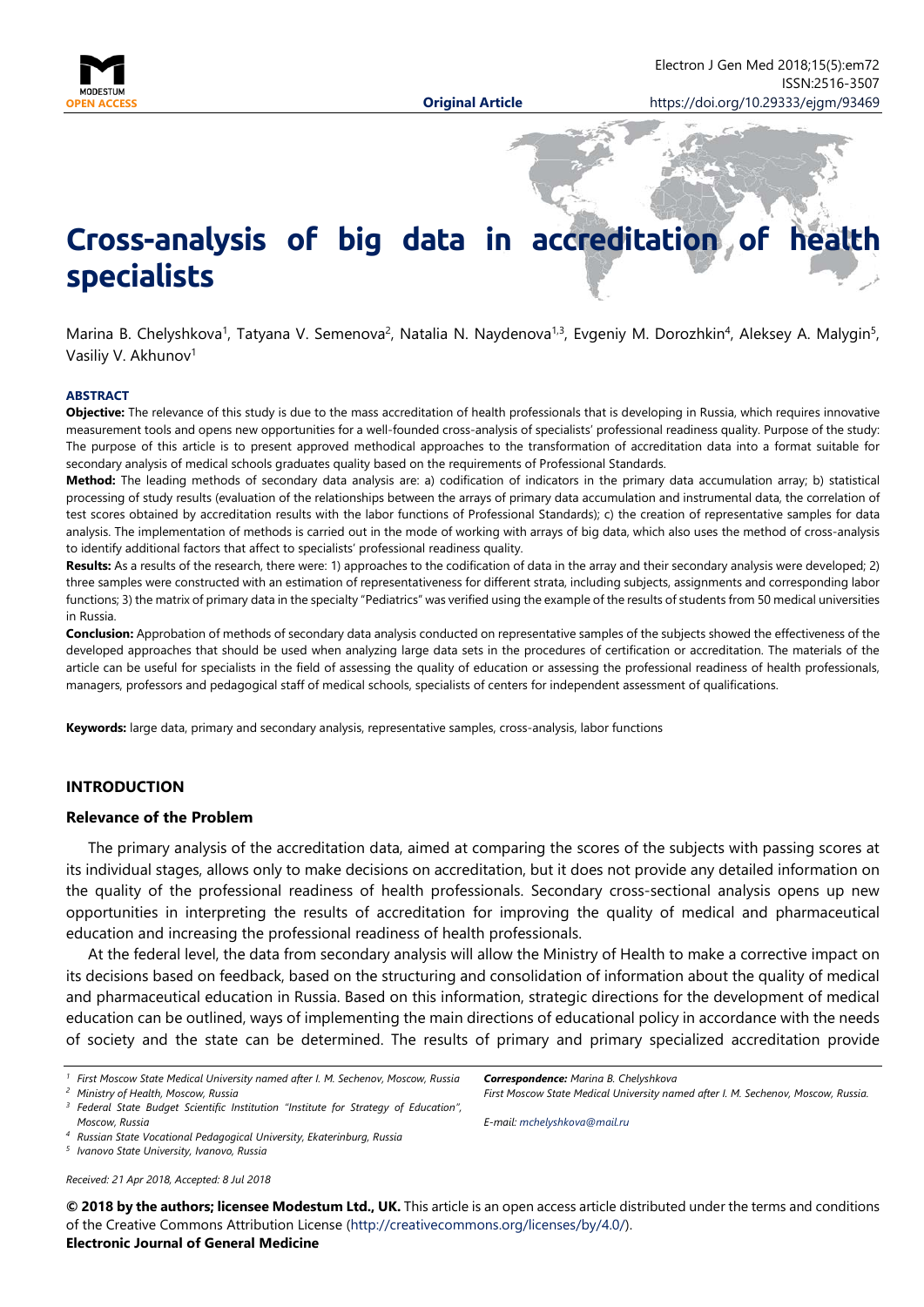MODESTUM
OPEN ACCESS

**Original Article**

Electron J Gen Med 2018;15(5):em72
ISSN:2516-3507
https://doi.org/10.29333/ejgm/93469

# Cross-analysis of big data in accreditation of health specialists

Marina B. Chelyshkova[1], Tatyana V. Semenova[2], Natalia N. Naydenova[1,3], Evgeniy M. Dorozhkin[4], Aleksey A. Malygin[5], Vasiliy V. Akhunov[1]

### ABSTRACT

**Objective:** The relevance of this study is due to the mass accreditation of health professionals that is developing in Russia, which requires innovative measurement tools and opens new opportunities for a well-founded cross-analysis of specialists' professional readiness quality. Purpose of the study: The purpose of this article is to present approved methodical approaches to the transformation of accreditation data into a format suitable for secondary analysis of medical schools graduates quality based on the requirements of Professional Standards.

**Method:** The leading methods of secondary data analysis are: a) codification of indicators in the primary data accumulation array; b) statistical processing of study results (evaluation of the relationships between the arrays of primary data accumulation and instrumental data, the correlation of test scores obtained by accreditation results with the labor functions of Professional Standards); c) the creation of representative samples for data analysis. The implementation of methods is carried out in the mode of working with arrays of big data, which also uses the method of cross-analysis to identify additional factors that affect to specialists' professional readiness quality.

**Results:** As a results of the research, there were: 1) approaches to the codification of data in the array and their secondary analysis were developed; 2) three samples were constructed with an estimation of representativeness for different strata, including subjects, assignments and corresponding labor functions; 3) the matrix of primary data in the specialty "Pediatrics" was verified using the example of the results of students from 50 medical universities in Russia.

**Conclusion:** Approbation of methods of secondary data analysis conducted on representative samples of the subjects showed the effectiveness of the developed approaches that should be used when analyzing large data sets in the procedures of certification or accreditation. The materials of the article can be useful for specialists in the field of assessing the quality of education or assessing the professional readiness of health professionals, managers, professors and pedagogical staff of medical schools, specialists of centers for independent assessment of qualifications.

**Keywords:** large data, primary and secondary analysis, representative samples, cross-analysis, labor functions

## INTRODUCTION

### Relevance of the Problem

The primary analysis of the accreditation data, aimed at comparing the scores of the subjects with passing scores at its individual stages, allows only to make decisions on accreditation, but it does not provide any detailed information on the quality of the professional readiness of health professionals. Secondary cross-sectional analysis opens up new opportunities in interpreting the results of accreditation for improving the quality of medical and pharmaceutical education and increasing the professional readiness of health professionals.

At the federal level, the data from secondary analysis will allow the Ministry of Health to make a corrective impact on its decisions based on feedback, based on the structuring and consolidation of information about the quality of medical and pharmaceutical education in Russia. Based on this information, strategic directions for the development of medical education can be outlined, ways of implementing the main directions of educational policy in accordance with the needs of society and the state can be determined. The results of primary and primary specialized accreditation provide

[1] *First Moscow State Medical University named after I. M. Sechenov, Moscow, Russia*
[2] *Ministry of Health, Moscow, Russia*
[3] *Federal State Budget Scientific Institution "Institute for Strategy of Education", Moscow, Russia*
[4] *Russian State Vocational Pedagogical University, Ekaterinburg, Russia*
[5] *Ivanovo State University, Ivanovo, Russia*

***Correspondence:*** *Marina B. Chelyshkova*
*First Moscow State Medical University named after I. M. Sechenov, Moscow, Russia.*

*E-mail: mchelyshkova@mail.ru*

*Received: 21 Apr 2018, Accepted: 8 Jul 2018*

**© 2018 by the authors; licensee Modestum Ltd., UK.** This article is an open access article distributed under the terms and conditions of the Creative Commons Attribution License (http://creativecommons.org/licenses/by/4.0/).
**Electronic Journal of General Medicine**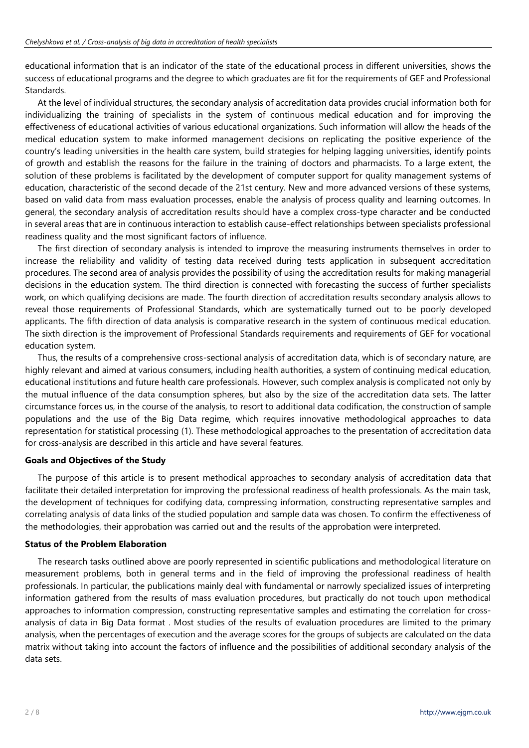educational information that is an indicator of the state of the educational process in different universities, shows the success of educational programs and the degree to which graduates are fit for the requirements of GEF and Professional Standards.

At the level of individual structures, the secondary analysis of accreditation data provides crucial information both for individualizing the training of specialists in the system of continuous medical education and for improving the effectiveness of educational activities of various educational organizations. Such information will allow the heads of the medical education system to make informed management decisions on replicating the positive experience of the country's leading universities in the health care system, build strategies for helping lagging universities, identify points of growth and establish the reasons for the failure in the training of doctors and pharmacists. To a large extent, the solution of these problems is facilitated by the development of computer support for quality management systems of education, characteristic of the second decade of the 21st century. New and more advanced versions of these systems, based on valid data from mass evaluation processes, enable the analysis of process quality and learning outcomes. In general, the secondary analysis of accreditation results should have a complex cross-type character and be conducted in several areas that are in continuous interaction to establish cause-effect relationships between specialists professional readiness quality and the most significant factors of influence.

The first direction of secondary analysis is intended to improve the measuring instruments themselves in order to increase the reliability and validity of testing data received during tests application in subsequent accreditation procedures. The second area of analysis provides the possibility of using the accreditation results for making managerial decisions in the education system. The third direction is connected with forecasting the success of further specialists work, on which qualifying decisions are made. The fourth direction of accreditation results secondary analysis allows to reveal those requirements of Professional Standards, which are systematically turned out to be poorly developed applicants. The fifth direction of data analysis is comparative research in the system of continuous medical education. The sixth direction is the improvement of Professional Standards requirements and requirements of GEF for vocational education system.

Thus, the results of a comprehensive cross-sectional analysis of accreditation data, which is of secondary nature, are highly relevant and aimed at various consumers, including health authorities, a system of continuing medical education, educational institutions and future health care professionals. However, such complex analysis is complicated not only by the mutual influence of the data consumption spheres, but also by the size of the accreditation data sets. The latter circumstance forces us, in the course of the analysis, to resort to additional data codification, the construction of sample populations and the use of the Big Data regime, which requires innovative methodological approaches to data representation for statistical processing (1). These methodological approaches to the presentation of accreditation data for cross-analysis are described in this article and have several features.

**Goals and Objectives of the Study**

The purpose of this article is to present methodical approaches to secondary analysis of accreditation data that facilitate their detailed interpretation for improving the professional readiness of health professionals. As the main task, the development of techniques for codifying data, compressing information, constructing representative samples and correlating analysis of data links of the studied population and sample data was chosen. To confirm the effectiveness of the methodologies, their approbation was carried out and the results of the approbation were interpreted.

**Status of the Problem Elaboration**

The research tasks outlined above are poorly represented in scientific publications and methodological literature on measurement problems, both in general terms and in the field of improving the professional readiness of health professionals. In particular, the publications mainly deal with fundamental or narrowly specialized issues of interpreting information gathered from the results of mass evaluation procedures, but practically do not touch upon methodical approaches to information compression, constructing representative samples and estimating the correlation for cross-analysis of data in Big Data format . Most studies of the results of evaluation procedures are limited to the primary analysis, when the percentages of execution and the average scores for the groups of subjects are calculated on the data matrix without taking into account the factors of influence and the possibilities of additional secondary analysis of the data sets.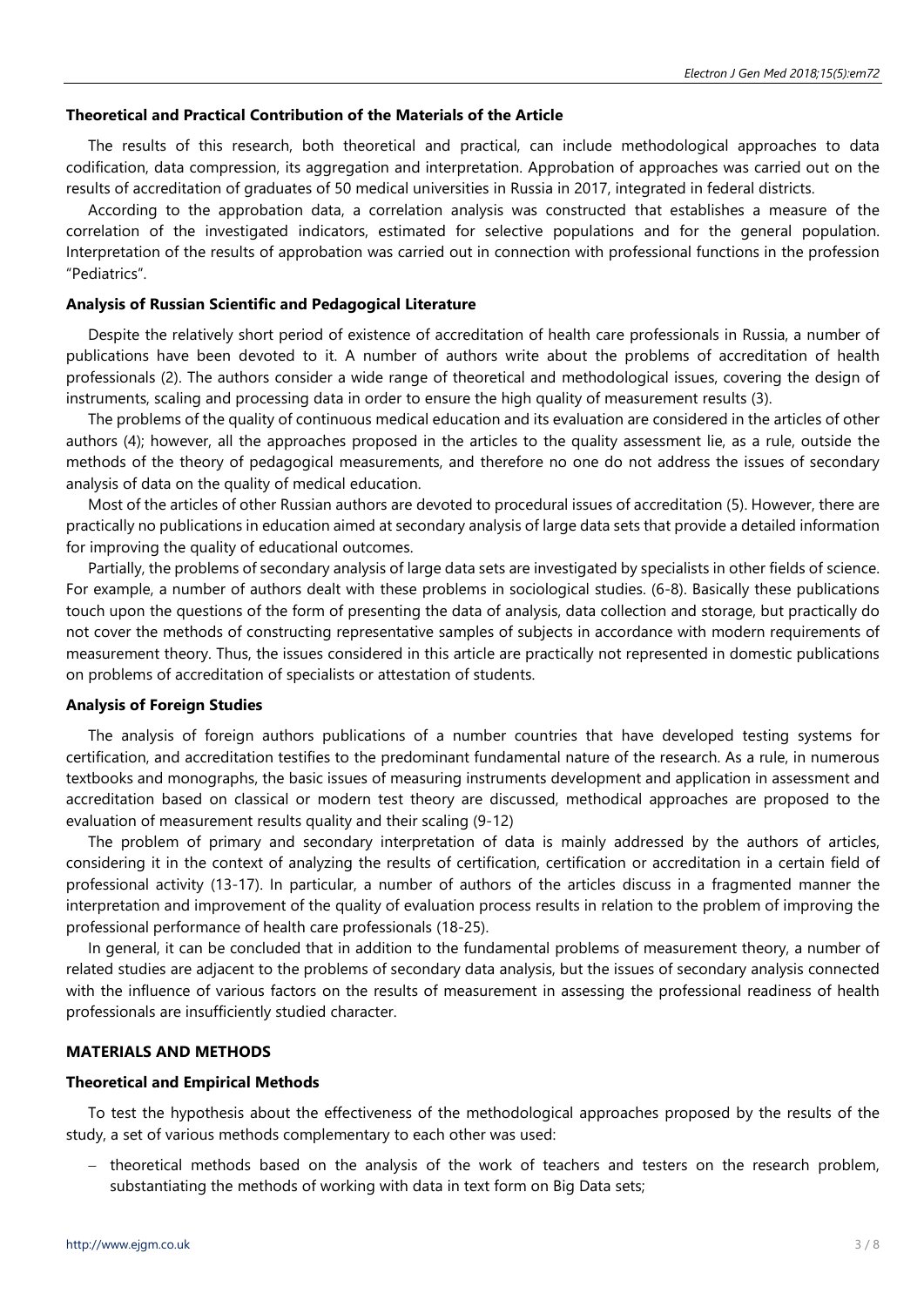### Theoretical and Practical Contribution of the Materials of the Article

The results of this research, both theoretical and practical, can include methodological approaches to data codification, data compression, its aggregation and interpretation. Approbation of approaches was carried out on the results of accreditation of graduates of 50 medical universities in Russia in 2017, integrated in federal districts.

According to the approbation data, a correlation analysis was constructed that establishes a measure of the correlation of the investigated indicators, estimated for selective populations and for the general population. Interpretation of the results of approbation was carried out in connection with professional functions in the profession "Pediatrics".

### Analysis of Russian Scientific and Pedagogical Literature

Despite the relatively short period of existence of accreditation of health care professionals in Russia, a number of publications have been devoted to it. A number of authors write about the problems of accreditation of health professionals (2). The authors consider a wide range of theoretical and methodological issues, covering the design of instruments, scaling and processing data in order to ensure the high quality of measurement results (3).

The problems of the quality of continuous medical education and its evaluation are considered in the articles of other authors (4); however, all the approaches proposed in the articles to the quality assessment lie, as a rule, outside the methods of the theory of pedagogical measurements, and therefore no one do not address the issues of secondary analysis of data on the quality of medical education.

Most of the articles of other Russian authors are devoted to procedural issues of accreditation (5). However, there are practically no publications in education aimed at secondary analysis of large data sets that provide a detailed information for improving the quality of educational outcomes.

Partially, the problems of secondary analysis of large data sets are investigated by specialists in other fields of science. For example, a number of authors dealt with these problems in sociological studies. (6-8). Basically these publications touch upon the questions of the form of presenting the data of analysis, data collection and storage, but practically do not cover the methods of constructing representative samples of subjects in accordance with modern requirements of measurement theory. Thus, the issues considered in this article are practically not represented in domestic publications on problems of accreditation of specialists or attestation of students.

### Analysis of Foreign Studies

The analysis of foreign authors publications of a number countries that have developed testing systems for certification, and accreditation testifies to the predominant fundamental nature of the research. As a rule, in numerous textbooks and monographs, the basic issues of measuring instruments development and application in assessment and accreditation based on classical or modern test theory are discussed, methodical approaches are proposed to the evaluation of measurement results quality and their scaling (9-12)

The problem of primary and secondary interpretation of data is mainly addressed by the authors of articles, considering it in the context of analyzing the results of certification, certification or accreditation in a certain field of professional activity (13-17). In particular, a number of authors of the articles discuss in a fragmented manner the interpretation and improvement of the quality of evaluation process results in relation to the problem of improving the professional performance of health care professionals (18-25).

In general, it can be concluded that in addition to the fundamental problems of measurement theory, a number of related studies are adjacent to the problems of secondary data analysis, but the issues of secondary analysis connected with the influence of various factors on the results of measurement in assessing the professional readiness of health professionals are insufficiently studied character.

## MATERIALS AND METHODS

### Theoretical and Empirical Methods

To test the hypothesis about the effectiveness of the methodological approaches proposed by the results of the study, a set of various methods complementary to each other was used:

- theoretical methods based on the analysis of the work of teachers and testers on the research problem, substantiating the methods of working with data in text form on Big Data sets;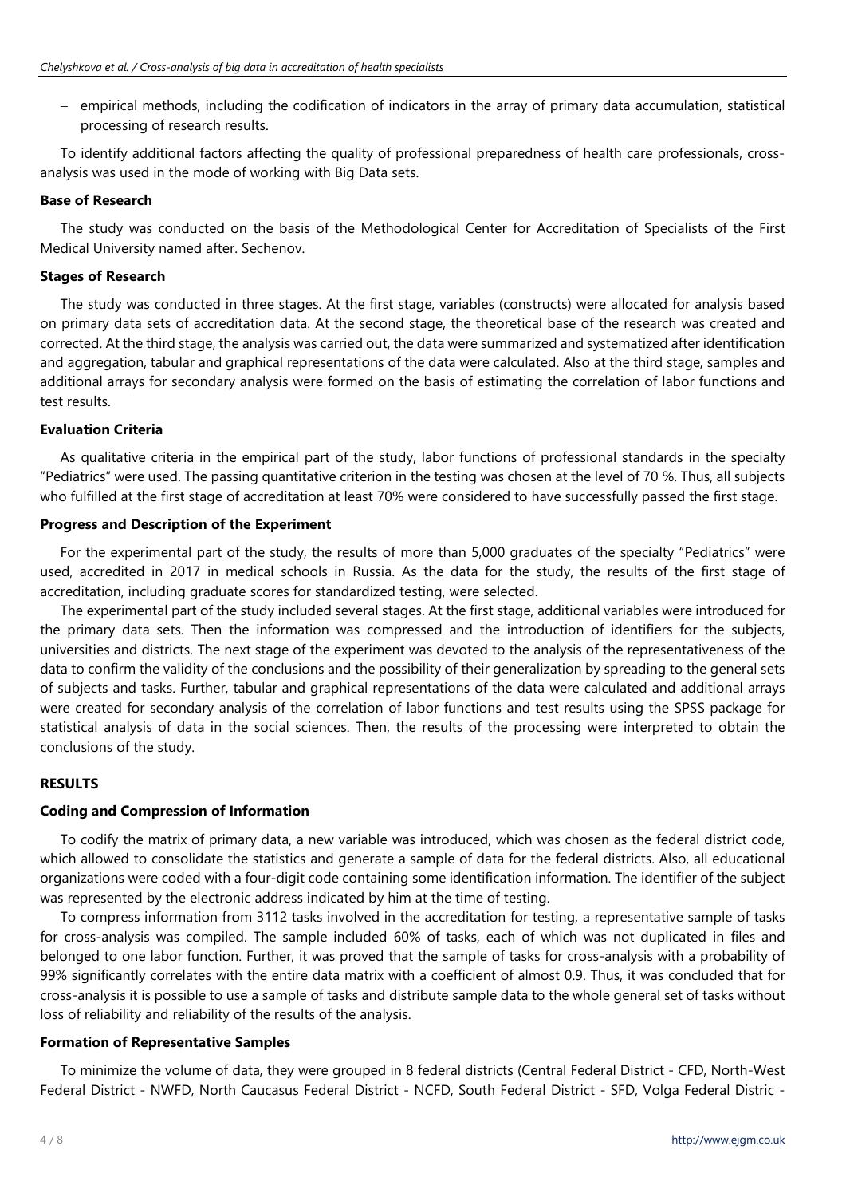- empirical methods, including the codification of indicators in the array of primary data accumulation, statistical processing of research results.

To identify additional factors affecting the quality of professional preparedness of health care professionals, cross-analysis was used in the mode of working with Big Data sets.

### Base of Research

The study was conducted on the basis of the Methodological Center for Accreditation of Specialists of the First Medical University named after. Sechenov.

### Stages of Research

The study was conducted in three stages. At the first stage, variables (constructs) were allocated for analysis based on primary data sets of accreditation data. At the second stage, the theoretical base of the research was created and corrected. At the third stage, the analysis was carried out, the data were summarized and systematized after identification and aggregation, tabular and graphical representations of the data were calculated. Also at the third stage, samples and additional arrays for secondary analysis were formed on the basis of estimating the correlation of labor functions and test results.

### Evaluation Criteria

As qualitative criteria in the empirical part of the study, labor functions of professional standards in the specialty "Pediatrics" were used. The passing quantitative criterion in the testing was chosen at the level of 70 %. Thus, all subjects who fulfilled at the first stage of accreditation at least 70% were considered to have successfully passed the first stage.

### Progress and Description of the Experiment

For the experimental part of the study, the results of more than 5,000 graduates of the specialty "Pediatrics" were used, accredited in 2017 in medical schools in Russia. As the data for the study, the results of the first stage of accreditation, including graduate scores for standardized testing, were selected.

The experimental part of the study included several stages. At the first stage, additional variables were introduced for the primary data sets. Then the information was compressed and the introduction of identifiers for the subjects, universities and districts. The next stage of the experiment was devoted to the analysis of the representativeness of the data to confirm the validity of the conclusions and the possibility of their generalization by spreading to the general sets of subjects and tasks. Further, tabular and graphical representations of the data were calculated and additional arrays were created for secondary analysis of the correlation of labor functions and test results using the SPSS package for statistical analysis of data in the social sciences. Then, the results of the processing were interpreted to obtain the conclusions of the study.

## RESULTS

### Coding and Compression of Information

To codify the matrix of primary data, a new variable was introduced, which was chosen as the federal district code, which allowed to consolidate the statistics and generate a sample of data for the federal districts. Also, all educational organizations were coded with a four-digit code containing some identification information. The identifier of the subject was represented by the electronic address indicated by him at the time of testing.

To compress information from 3112 tasks involved in the accreditation for testing, a representative sample of tasks for cross-analysis was compiled. The sample included 60% of tasks, each of which was not duplicated in files and belonged to one labor function. Further, it was proved that the sample of tasks for cross-analysis with a probability of 99% significantly correlates with the entire data matrix with a coefficient of almost 0.9. Thus, it was concluded that for cross-analysis it is possible to use a sample of tasks and distribute sample data to the whole general set of tasks without loss of reliability and reliability of the results of the analysis.

### Formation of Representative Samples

To minimize the volume of data, they were grouped in 8 federal districts (Central Federal District - CFD, North-West Federal District - NWFD, North Caucasus Federal District - NCFD, South Federal District - SFD, Volga Federal Distric -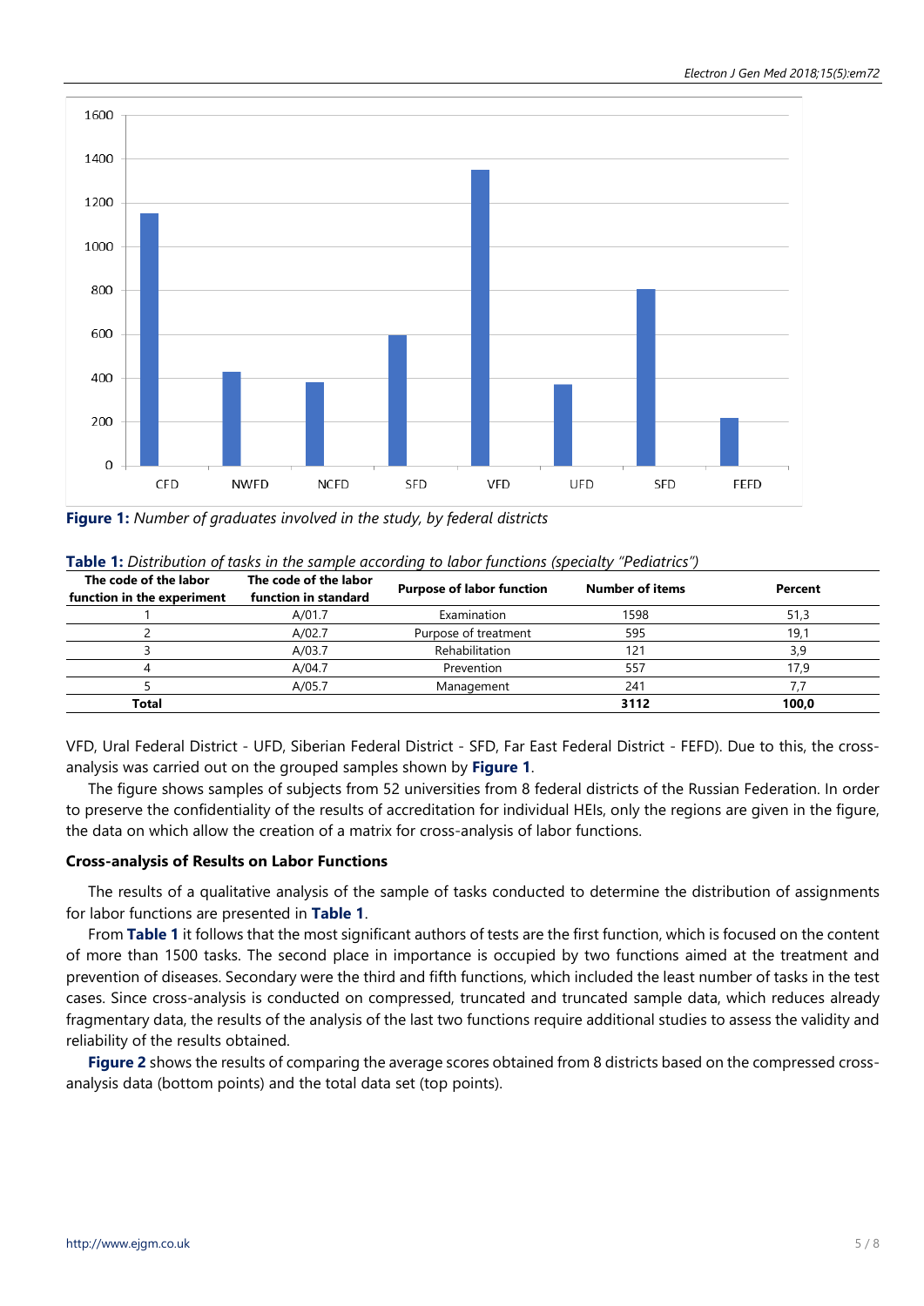1600
1400
1200
1000
800
600
400
200
0

CFD NWFD NCFD SFD VFD UFD SFD FEFD

**Figure 1:** *Number of graduates involved in the study, by federal districts*

**Table 1:** *Distribution of tasks in the sample according to labor functions (specialty "Pediatrics")*

| The code of the labor function in the experiment | The code of the labor function in standard | Purpose of labor function | Number of items | Percent |
|---|---|---|---|---|
| 1 | A/01.7 | Examination | 1598 | 51,3 |
| 2 | A/02.7 | Purpose of treatment | 595 | 19,1 |
| 3 | A/03.7 | Rehabilitation | 121 | 3,9 |
| 4 | A/04.7 | Prevention | 557 | 17,9 |
| 5 | A/05.7 | Management | 241 | 7,7 |
| **Total** | | | **3112** | **100,0** |

VFD, Ural Federal District - UFD, Siberian Federal District - SFD, Far East Federal District - FEFD). Due to this, the cross-analysis was carried out on the grouped samples shown by **Figure 1**.

The figure shows samples of subjects from 52 universities from 8 federal districts of the Russian Federation. In order to preserve the confidentiality of the results of accreditation for individual HEIs, only the regions are given in the figure, the data on which allow the creation of a matrix for cross-analysis of labor functions.

### Cross-analysis of Results on Labor Functions

The results of a qualitative analysis of the sample of tasks conducted to determine the distribution of assignments for labor functions are presented in **Table 1**.

From **Table 1** it follows that the most significant authors of tests are the first function, which is focused on the content of more than 1500 tasks. The second place in importance is occupied by two functions aimed at the treatment and prevention of diseases. Secondary were the third and fifth functions, which included the least number of tasks in the test cases. Since cross-analysis is conducted on compressed, truncated and truncated sample data, which reduces already fragmentary data, the results of the analysis of the last two functions require additional studies to assess the validity and reliability of the results obtained.

**Figure 2** shows the results of comparing the average scores obtained from 8 districts based on the compressed cross-analysis data (bottom points) and the total data set (top points).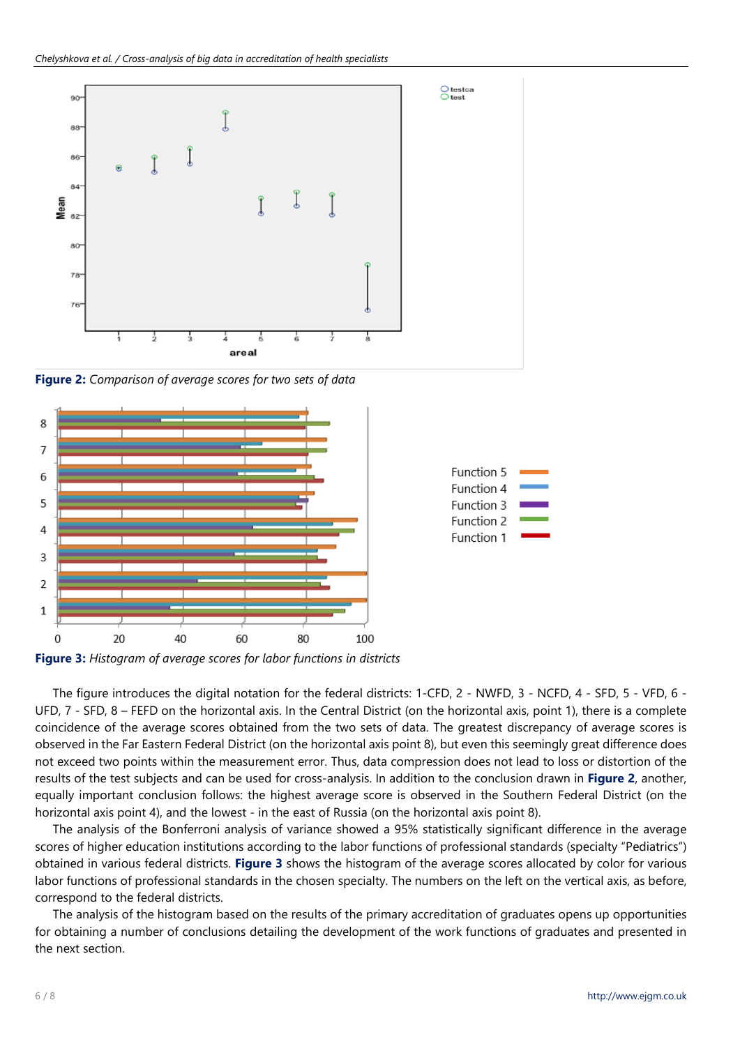90
88
86
84
82
80
78
76

Mean

1 2 3 4 5 6 7 8

areal

testca
test

**Figure 2:** *Comparison of average scores for two sets of data*

8
7
6
5
4
3
2
1

0 20 40 60 80 100

Function 5
Function 4
Function 3
Function 2
Function 1

**Figure 3:** *Histogram of average scores for labor functions in districts*

The figure introduces the digital notation for the federal districts: 1-CFD, 2 - NWFD, 3 - NCFD, 4 - SFD, 5 - VFD, 6 - UFD, 7 - SFD, 8 – FEFD on the horizontal axis. In the Central District (on the horizontal axis, point 1), there is a complete coincidence of the average scores obtained from the two sets of data. The greatest discrepancy of average scores is observed in the Far Eastern Federal District (on the horizontal axis point 8), but even this seemingly great difference does not exceed two points within the measurement error. Thus, data compression does not lead to loss or distortion of the results of the test subjects and can be used for cross-analysis. In addition to the conclusion drawn in **Figure 2**, another, equally important conclusion follows: the highest average score is observed in the Southern Federal District (on the horizontal axis point 4), and the lowest - in the east of Russia (on the horizontal axis point 8).

The analysis of the Bonferroni analysis of variance showed a 95% statistically significant difference in the average scores of higher education institutions according to the labor functions of professional standards (specialty "Pediatrics") obtained in various federal districts. **Figure 3** shows the histogram of the average scores allocated by color for various labor functions of professional standards in the chosen specialty. The numbers on the left on the vertical axis, as before, correspond to the federal districts.

The analysis of the histogram based on the results of the primary accreditation of graduates opens up opportunities for obtaining a number of conclusions detailing the development of the work functions of graduates and presented in the next section.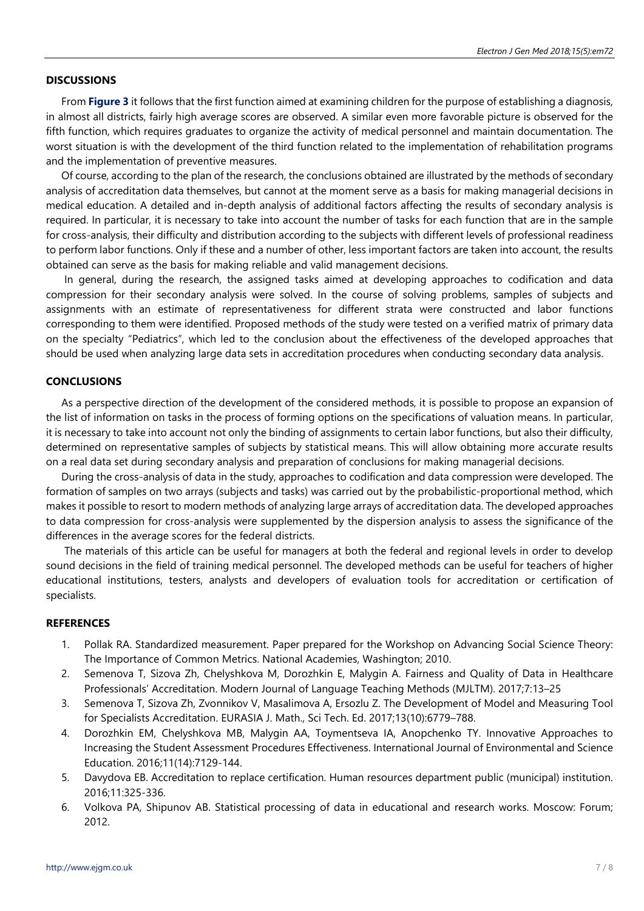## DISCUSSIONS

From **Figure 3** it follows that the first function aimed at examining children for the purpose of establishing a diagnosis, in almost all districts, fairly high average scores are observed. A similar even more favorable picture is observed for the fifth function, which requires graduates to organize the activity of medical personnel and maintain documentation. The worst situation is with the development of the third function related to the implementation of rehabilitation programs and the implementation of preventive measures.

Of course, according to the plan of the research, the conclusions obtained are illustrated by the methods of secondary analysis of accreditation data themselves, but cannot at the moment serve as a basis for making managerial decisions in medical education. A detailed and in-depth analysis of additional factors affecting the results of secondary analysis is required. In particular, it is necessary to take into account the number of tasks for each function that are in the sample for cross-analysis, their difficulty and distribution according to the subjects with different levels of professional readiness to perform labor functions. Only if these and a number of other, less important factors are taken into account, the results obtained can serve as the basis for making reliable and valid management decisions.

In general, during the research, the assigned tasks aimed at developing approaches to codification and data compression for their secondary analysis were solved. In the course of solving problems, samples of subjects and assignments with an estimate of representativeness for different strata were constructed and labor functions corresponding to them were identified. Proposed methods of the study were tested on a verified matrix of primary data on the specialty "Pediatrics", which led to the conclusion about the effectiveness of the developed approaches that should be used when analyzing large data sets in accreditation procedures when conducting secondary data analysis.

## CONCLUSIONS

As a perspective direction of the development of the considered methods, it is possible to propose an expansion of the list of information on tasks in the process of forming options on the specifications of valuation means. In particular, it is necessary to take into account not only the binding of assignments to certain labor functions, but also their difficulty, determined on representative samples of subjects by statistical means. This will allow obtaining more accurate results on a real data set during secondary analysis and preparation of conclusions for making managerial decisions.

During the cross-analysis of data in the study, approaches to codification and data compression were developed. The formation of samples on two arrays (subjects and tasks) was carried out by the probabilistic-proportional method, which makes it possible to resort to modern methods of analyzing large arrays of accreditation data. The developed approaches to data compression for cross-analysis were supplemented by the dispersion analysis to assess the significance of the differences in the average scores for the federal districts.

The materials of this article can be useful for managers at both the federal and regional levels in order to develop sound decisions in the field of training medical personnel. The developed methods can be useful for teachers of higher educational institutions, testers, analysts and developers of evaluation tools for accreditation or certification of specialists.

## REFERENCES

1. Pollak RA. Standardized measurement. Paper prepared for the Workshop on Advancing Social Science Theory: The Importance of Common Metrics. National Academies, Washington; 2010.
2. Semenova T, Sizova Zh, Chelyshkova M, Dorozhkin E, Malygin A. Fairness and Quality of Data in Healthcare Professionals' Accreditation. Modern Journal of Language Teaching Methods (MJLTM). 2017;7:13–25
3. Semenova T, Sizova Zh, Zvonnikov V, Masalimova A, Ersozlu Z. The Development of Model and Measuring Tool for Specialists Accreditation. EURASIA J. Math., Sci Tech. Ed. 2017;13(10):6779–788.
4. Dorozhkin EM, Chelyshkova MB, Malygin AA, Toymentseva IA, Anopchenko TY. Innovative Approaches to Increasing the Student Assessment Procedures Effectiveness. International Journal of Environmental and Science Education. 2016;11(14):7129-144.
5. Davydova EB. Accreditation to replace certification. Human resources department public (municipal) institution. 2016;11:325-336.
6. Volkova PA, Shipunov AB. Statistical processing of data in educational and research works. Moscow: Forum; 2012.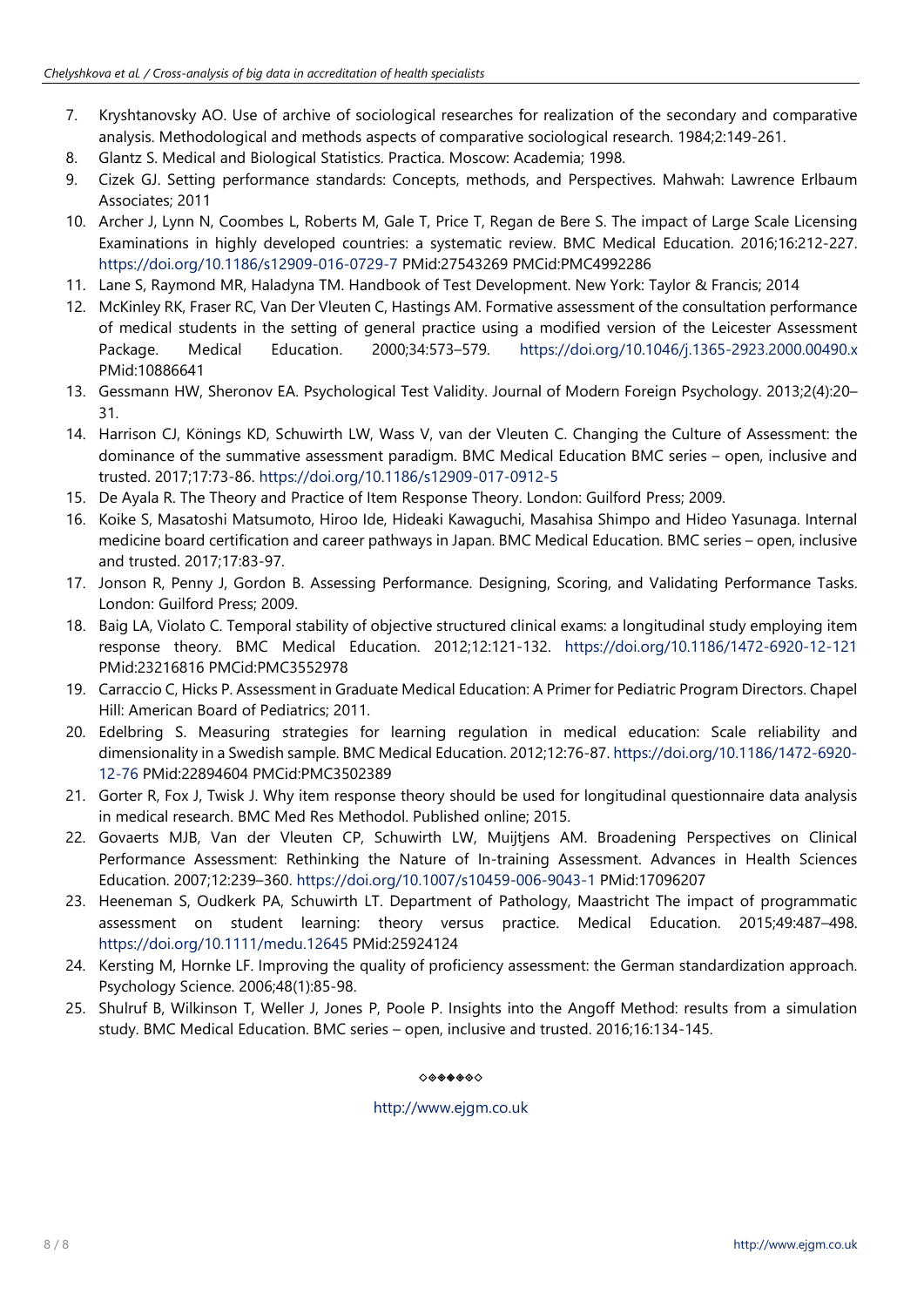7. Kryshtanovsky AO. Use of archive of sociological researches for realization of the secondary and comparative analysis. Methodological and methods aspects of comparative sociological research. 1984;2:149-261.
8. Glantz S. Medical and Biological Statistics. Practica. Moscow: Academia; 1998.
9. Cizek GJ. Setting performance standards: Concepts, methods, and Perspectives. Mahwah: Lawrence Erlbaum Associates; 2011
10. Archer J, Lynn N, Coombes L, Roberts M, Gale T, Price T, Regan de Bere S. The impact of Large Scale Licensing Examinations in highly developed countries: a systematic review. BMC Medical Education. 2016;16:212-227. https://doi.org/10.1186/s12909-016-0729-7 PMid:27543269 PMCid:PMC4992286
11. Lane S, Raymond MR, Haladyna TM. Handbook of Test Development. New York: Taylor & Francis; 2014
12. McKinley RK, Fraser RC, Van Der Vleuten C, Hastings AM. Formative assessment of the consultation performance of medical students in the setting of general practice using a modified version of the Leicester Assessment Package. Medical Education. 2000;34:573–579. https://doi.org/10.1046/j.1365-2923.2000.00490.x PMid:10886641
13. Gessmann HW, Sheronov EA. Psychological Test Validity. Journal of Modern Foreign Psychology. 2013;2(4):20–31.
14. Harrison CJ, Könings KD, Schuwirth LW, Wass V, van der Vleuten C. Changing the Culture of Assessment: the dominance of the summative assessment paradigm. BMC Medical Education BMC series – open, inclusive and trusted. 2017;17:73-86. https://doi.org/10.1186/s12909-017-0912-5
15. De Ayala R. The Theory and Practice of Item Response Theory. London: Guilford Press; 2009.
16. Koike S, Masatoshi Matsumoto, Hiroo Ide, Hideaki Kawaguchi, Masahisa Shimpo and Hideo Yasunaga. Internal medicine board certification and career pathways in Japan. BMC Medical Education. BMC series – open, inclusive and trusted. 2017;17:83-97.
17. Jonson R, Penny J, Gordon B. Assessing Performance. Designing, Scoring, and Validating Performance Tasks. London: Guilford Press; 2009.
18. Baig LA, Violato C. Temporal stability of objective structured clinical exams: a longitudinal study employing item response theory. BMC Medical Education. 2012;12:121-132. https://doi.org/10.1186/1472-6920-12-121 PMid:23216816 PMCid:PMC3552978
19. Carraccio C, Hicks P. Assessment in Graduate Medical Education: A Primer for Pediatric Program Directors. Chapel Hill: American Board of Pediatrics; 2011.
20. Edelbring S. Measuring strategies for learning regulation in medical education: Scale reliability and dimensionality in a Swedish sample. BMC Medical Education. 2012;12:76-87. https://doi.org/10.1186/1472-6920-12-76 PMid:22894604 PMCid:PMC3502389
21. Gorter R, Fox J, Twisk J. Why item response theory should be used for longitudinal questionnaire data analysis in medical research. BMC Med Res Methodol. Published online; 2015.
22. Govaerts MJB, Van der Vleuten CP, Schuwirth LW, Muijtjens AM. Broadening Perspectives on Clinical Performance Assessment: Rethinking the Nature of In-training Assessment. Advances in Health Sciences Education. 2007;12:239–360. https://doi.org/10.1007/s10459-006-9043-1 PMid:17096207
23. Heeneman S, Oudkerk PA, Schuwirth LT. Department of Pathology, Maastricht The impact of programmatic assessment on student learning: theory versus practice. Medical Education. 2015;49:487–498. https://doi.org/10.1111/medu.12645 PMid:25924124
24. Kersting M, Hornke LF. Improving the quality of proficiency assessment: the German standardization approach. Psychology Science. 2006;48(1):85-98.
25. Shulruf B, Wilkinson T, Weller J, Jones P, Poole P. Insights into the Angoff Method: results from a simulation study. BMC Medical Education. BMC series – open, inclusive and trusted. 2016;16:134-145.

◊◊◊◊◊◊◊

http://www.ejgm.co.uk